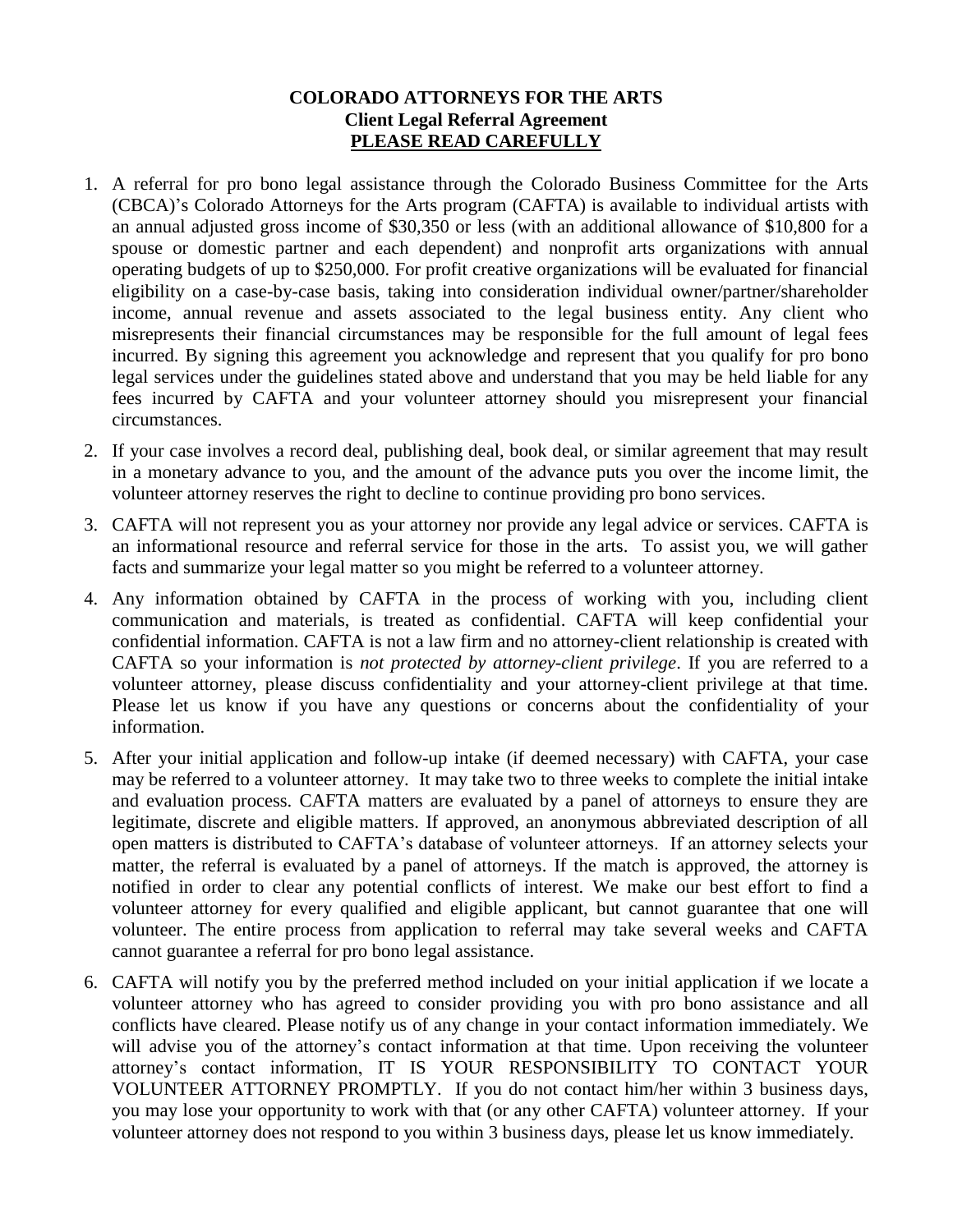**COLORADO ATTORNEYS FOR THE ARTS**
**Client Legal Referral Agreement**
**PLEASE READ CAREFULLY**

1. A referral for pro bono legal assistance through the Colorado Business Committee for the Arts (CBCA)'s Colorado Attorneys for the Arts program (CAFTA) is available to individual artists with an annual adjusted gross income of $30,350 or less (with an additional allowance of $10,800 for a spouse or domestic partner and each dependent) and nonprofit arts organizations with annual operating budgets of up to $250,000. For profit creative organizations will be evaluated for financial eligibility on a case-by-case basis, taking into consideration individual owner/partner/shareholder income, annual revenue and assets associated to the legal business entity. Any client who misrepresents their financial circumstances may be responsible for the full amount of legal fees incurred. By signing this agreement you acknowledge and represent that you qualify for pro bono legal services under the guidelines stated above and understand that you may be held liable for any fees incurred by CAFTA and your volunteer attorney should you misrepresent your financial circumstances.

2. If your case involves a record deal, publishing deal, book deal, or similar agreement that may result in a monetary advance to you, and the amount of the advance puts you over the income limit, the volunteer attorney reserves the right to decline to continue providing pro bono services.

3. CAFTA will not represent you as your attorney nor provide any legal advice or services. CAFTA is an informational resource and referral service for those in the arts. To assist you, we will gather facts and summarize your legal matter so you might be referred to a volunteer attorney.

4. Any information obtained by CAFTA in the process of working with you, including client communication and materials, is treated as confidential. CAFTA will keep confidential your confidential information. CAFTA is not a law firm and no attorney-client relationship is created with CAFTA so your information is *not protected by attorney-client privilege*. If you are referred to a volunteer attorney, please discuss confidentiality and your attorney-client privilege at that time. Please let us know if you have any questions or concerns about the confidentiality of your information.

5. After your initial application and follow-up intake (if deemed necessary) with CAFTA, your case may be referred to a volunteer attorney. It may take two to three weeks to complete the initial intake and evaluation process. CAFTA matters are evaluated by a panel of attorneys to ensure they are legitimate, discrete and eligible matters. If approved, an anonymous abbreviated description of all open matters is distributed to CAFTA's database of volunteer attorneys. If an attorney selects your matter, the referral is evaluated by a panel of attorneys. If the match is approved, the attorney is notified in order to clear any potential conflicts of interest. We make our best effort to find a volunteer attorney for every qualified and eligible applicant, but cannot guarantee that one will volunteer. The entire process from application to referral may take several weeks and CAFTA cannot guarantee a referral for pro bono legal assistance.

6. CAFTA will notify you by the preferred method included on your initial application if we locate a volunteer attorney who has agreed to consider providing you with pro bono assistance and all conflicts have cleared. Please notify us of any change in your contact information immediately. We will advise you of the attorney's contact information at that time. Upon receiving the volunteer attorney's contact information, IT IS YOUR RESPONSIBILITY TO CONTACT YOUR VOLUNTEER ATTORNEY PROMPTLY. If you do not contact him/her within 3 business days, you may lose your opportunity to work with that (or any other CAFTA) volunteer attorney. If your volunteer attorney does not respond to you within 3 business days, please let us know immediately.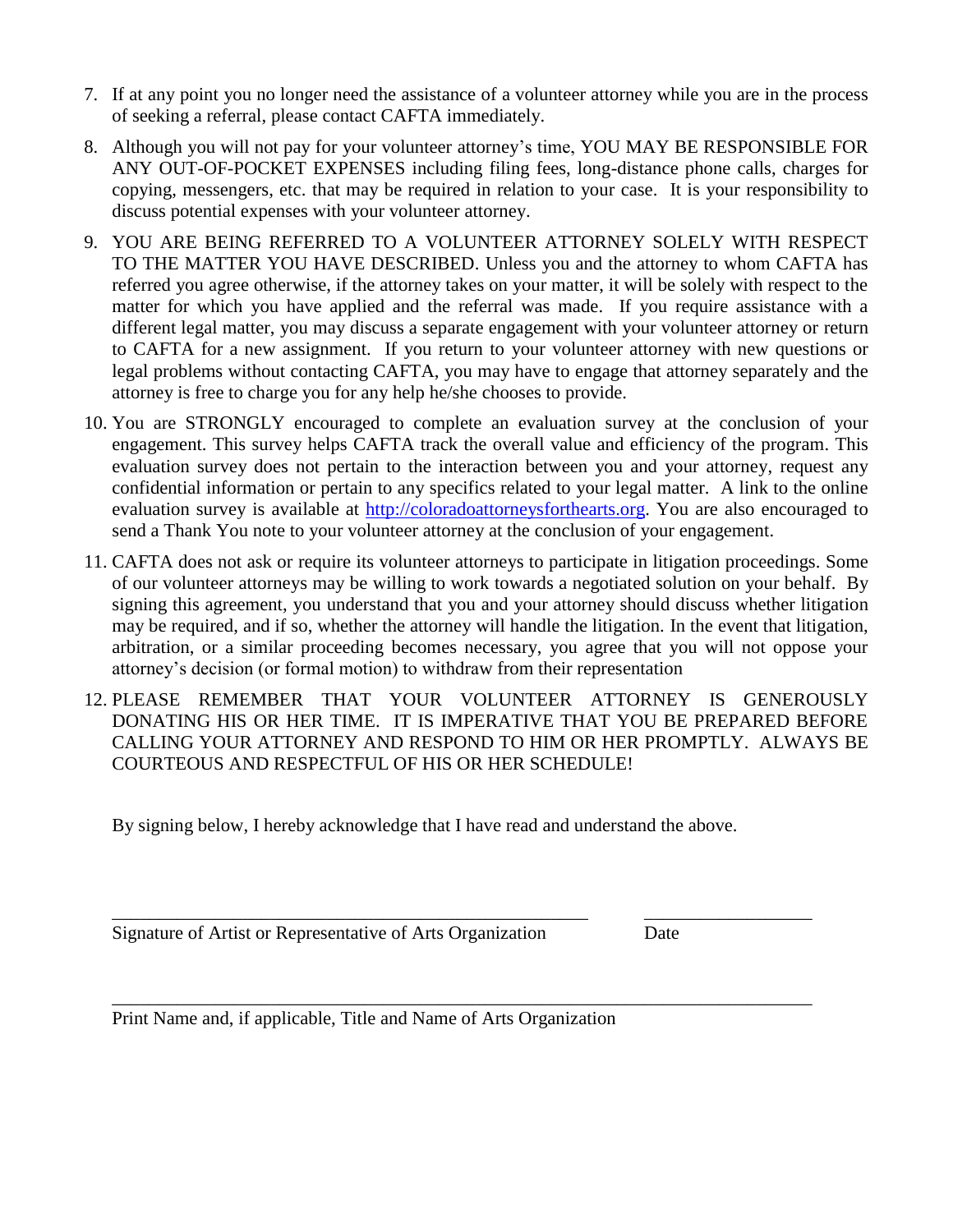7. If at any point you no longer need the assistance of a volunteer attorney while you are in the process of seeking a referral, please contact CAFTA immediately.

8. Although you will not pay for your volunteer attorney's time, YOU MAY BE RESPONSIBLE FOR ANY OUT-OF-POCKET EXPENSES including filing fees, long-distance phone calls, charges for copying, messengers, etc. that may be required in relation to your case. It is your responsibility to discuss potential expenses with your volunteer attorney.

9. YOU ARE BEING REFERRED TO A VOLUNTEER ATTORNEY SOLELY WITH RESPECT TO THE MATTER YOU HAVE DESCRIBED. Unless you and the attorney to whom CAFTA has referred you agree otherwise, if the attorney takes on your matter, it will be solely with respect to the matter for which you have applied and the referral was made. If you require assistance with a different legal matter, you may discuss a separate engagement with your volunteer attorney or return to CAFTA for a new assignment. If you return to your volunteer attorney with new questions or legal problems without contacting CAFTA, you may have to engage that attorney separately and the attorney is free to charge you for any help he/she chooses to provide.

10. You are STRONGLY encouraged to complete an evaluation survey at the conclusion of your engagement. This survey helps CAFTA track the overall value and efficiency of the program. This evaluation survey does not pertain to the interaction between you and your attorney, request any confidential information or pertain to any specifics related to your legal matter. A link to the online evaluation survey is available at [http://coloradoattorneysforthearts.org](http://coloradoattorneysforthearts.org). You are also encouraged to send a Thank You note to your volunteer attorney at the conclusion of your engagement.

11. CAFTA does not ask or require its volunteer attorneys to participate in litigation proceedings. Some of our volunteer attorneys may be willing to work towards a negotiated solution on your behalf. By signing this agreement, you understand that you and your attorney should discuss whether litigation may be required, and if so, whether the attorney will handle the litigation. In the event that litigation, arbitration, or a similar proceeding becomes necessary, you agree that you will not oppose your attorney's decision (or formal motion) to withdraw from their representation

12. PLEASE REMEMBER THAT YOUR VOLUNTEER ATTORNEY IS GENEROUSLY DONATING HIS OR HER TIME. IT IS IMPERATIVE THAT YOU BE PREPARED BEFORE CALLING YOUR ATTORNEY AND RESPOND TO HIM OR HER PROMPTLY. ALWAYS BE COURTEOUS AND RESPECTFUL OF HIS OR HER SCHEDULE!

By signing below, I hereby acknowledge that I have read and understand the above.

_____________________________________________ _______________

Signature of Artist or Representative of Arts Organization Date

_________________________________________________________________

Print Name and, if applicable, Title and Name of Arts Organization